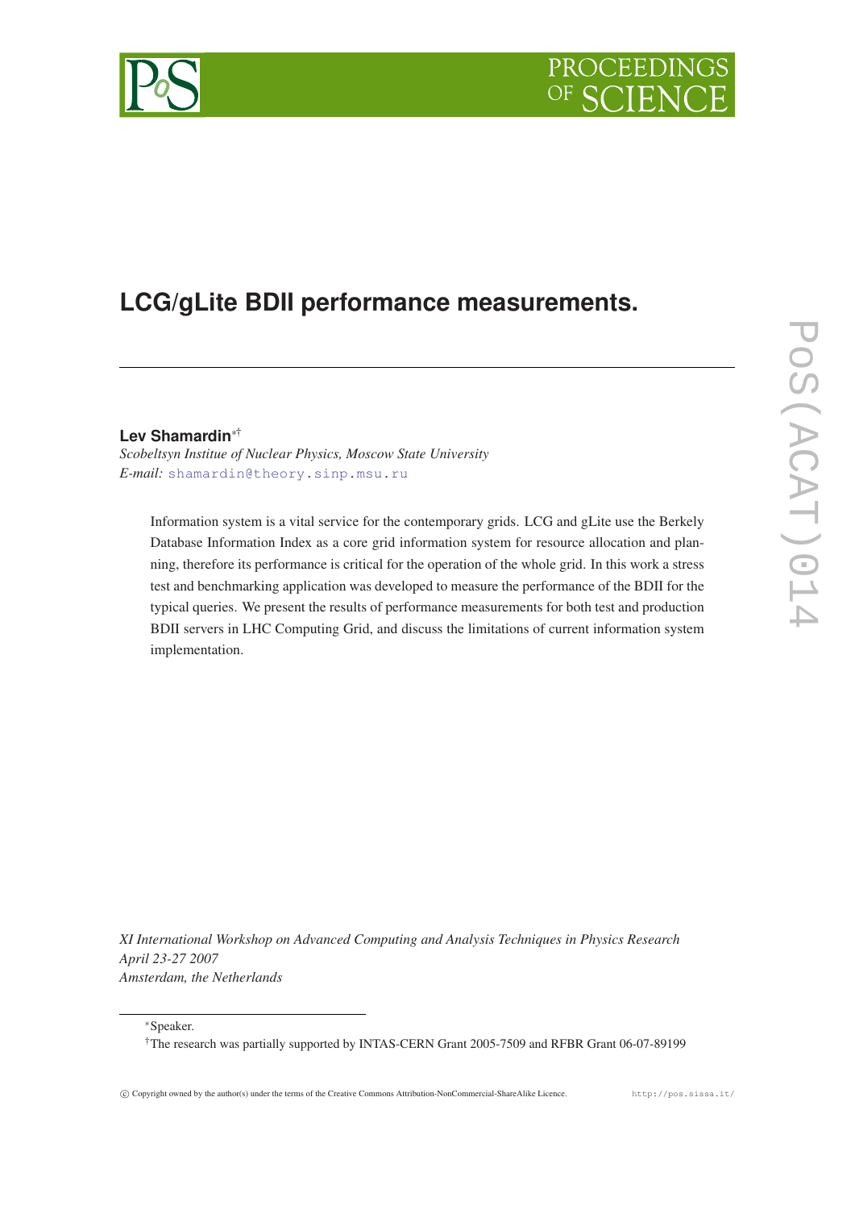# LCG/gLite BDII performance measurements.

**Lev Shamardin**[*†]

*Scobeltsyn Institue of Nuclear Physics, Moscow State University*
*E-mail:* shamardin@theory.sinp.msu.ru

Information system is a vital service for the contemporary grids. LCG and gLite use the Berkely Database Information Index as a core grid information system for resource allocation and planning, therefore its performance is critical for the operation of the whole grid. In this work a stress test and benchmarking application was developed to measure the performance of the BDII for the typical queries. We present the results of performance measurements for both test and production BDII servers in LHC Computing Grid, and discuss the limitations of current information system implementation.

*XI International Workshop on Advanced Computing and Analysis Techniques in Physics Research*
*April 23-27 2007*
*Amsterdam, the Netherlands*

---

[*]Speaker.

[†]The research was partially supported by INTAS-CERN Grant 2005-7509 and RFBR Grant 06-07-89199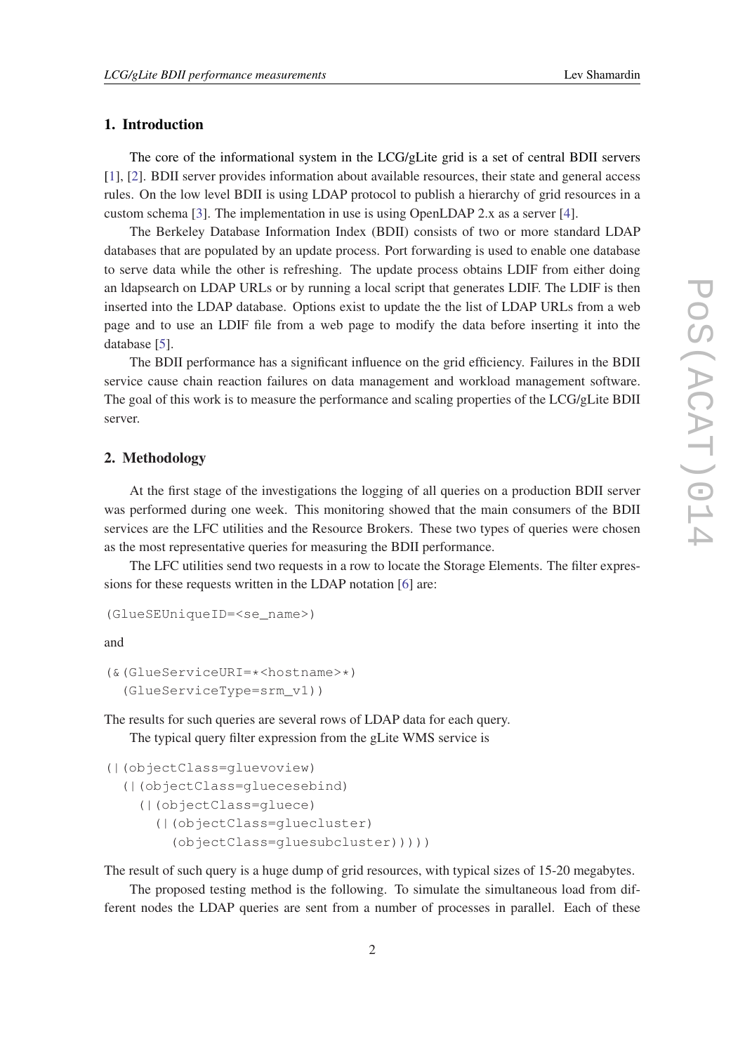## 1. Introduction

The core of the informational system in the LCG/gLite grid is a set of central BDII servers [1], [2]. BDII server provides information about available resources, their state and general access rules. On the low level BDII is using LDAP protocol to publish a hierarchy of grid resources in a custom schema [3]. The implementation in use is using OpenLDAP 2.x as a server [4].

The Berkeley Database Information Index (BDII) consists of two or more standard LDAP databases that are populated by an update process. Port forwarding is used to enable one database to serve data while the other is refreshing. The update process obtains LDIF from either doing an ldapsearch on LDAP URLs or by running a local script that generates LDIF. The LDIF is then inserted into the LDAP database. Options exist to update the the list of LDAP URLs from a web page and to use an LDIF file from a web page to modify the data before inserting it into the database [5].

The BDII performance has a significant influence on the grid efficiency. Failures in the BDII service cause chain reaction failures on data management and workload management software. The goal of this work is to measure the performance and scaling properties of the LCG/gLite BDII server.

## 2. Methodology

At the first stage of the investigations the logging of all queries on a production BDII server was performed during one week. This monitoring showed that the main consumers of the BDII services are the LFC utilities and the Resource Brokers. These two types of queries were chosen as the most representative queries for measuring the BDII performance.

The LFC utilities send two requests in a row to locate the Storage Elements. The filter expressions for these requests written in the LDAP notation [6] are:

```
(GlueSEUniqueID=<se_name>)
```

and

```
(&(GlueServiceURI=*<hostname>*)
  (GlueServiceType=srm_v1))
```

The results for such queries are several rows of LDAP data for each query.

The typical query filter expression from the gLite WMS service is

```
(|(objectClass=gluevoview)
  (|(objectClass=gluecesebind)
    (|(objectClass=gluece)
      (|(objectClass=gluecluster)
        (objectClass=gluesubcluster)))))
```

The result of such query is a huge dump of grid resources, with typical sizes of 15-20 megabytes.

The proposed testing method is the following. To simulate the simultaneous load from different nodes the LDAP queries are sent from a number of processes in parallel. Each of these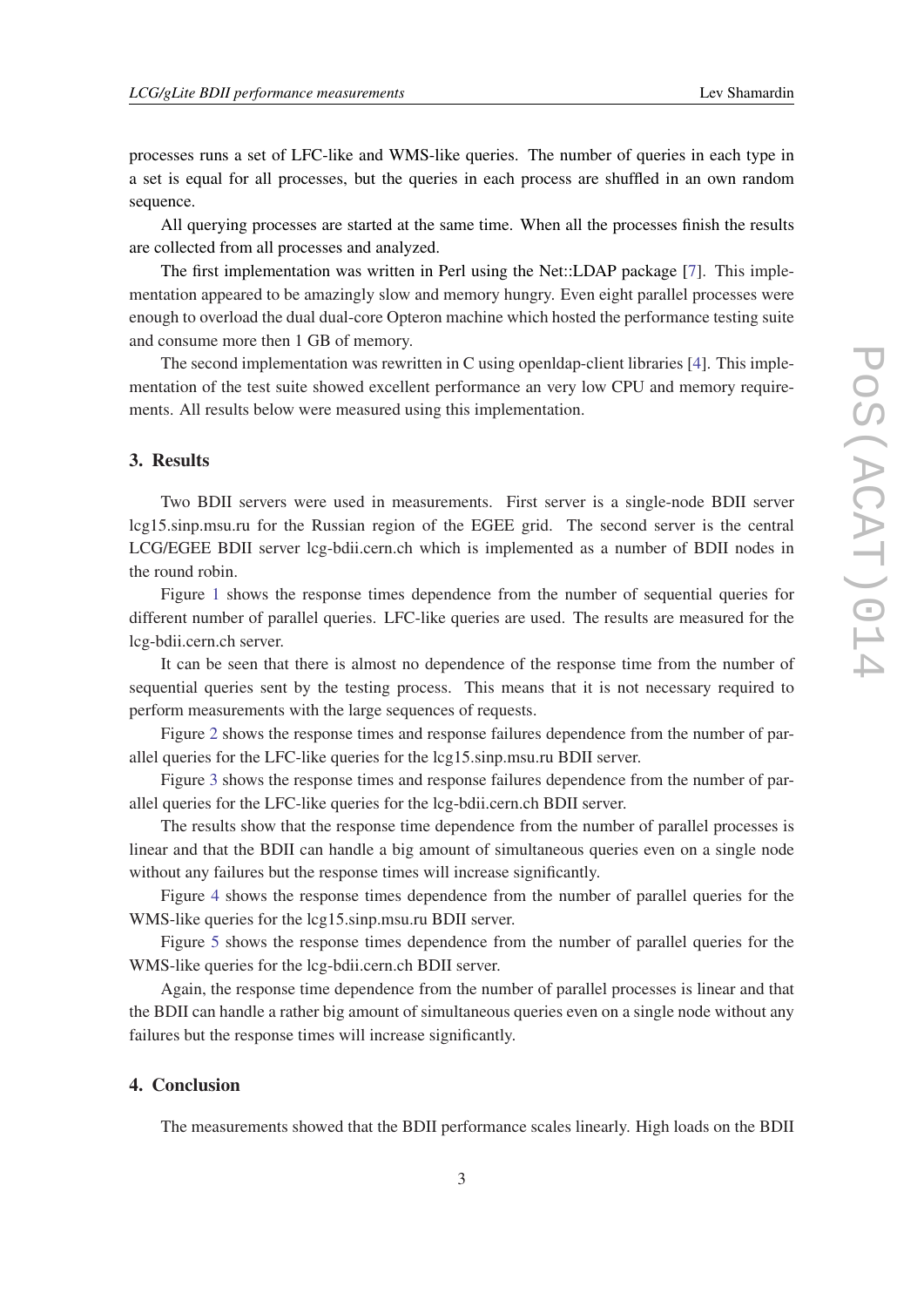processes runs a set of LFC-like and WMS-like queries. The number of queries in each type in a set is equal for all processes, but the queries in each process are shuffled in an own random sequence.

All querying processes are started at the same time. When all the processes finish the results are collected from all processes and analyzed.

The first implementation was written in Perl using the Net::LDAP package [7]. This implementation appeared to be amazingly slow and memory hungry. Even eight parallel processes were enough to overload the dual dual-core Opteron machine which hosted the performance testing suite and consume more then 1 GB of memory.

The second implementation was rewritten in C using openldap-client libraries [4]. This implementation of the test suite showed excellent performance an very low CPU and memory requirements. All results below were measured using this implementation.

## 3. Results

Two BDII servers were used in measurements. First server is a single-node BDII server lcg15.sinp.msu.ru for the Russian region of the EGEE grid. The second server is the central LCG/EGEE BDII server lcg-bdii.cern.ch which is implemented as a number of BDII nodes in the round robin.

Figure 1 shows the response times dependence from the number of sequential queries for different number of parallel queries. LFC-like queries are used. The results are measured for the lcg-bdii.cern.ch server.

It can be seen that there is almost no dependence of the response time from the number of sequential queries sent by the testing process. This means that it is not necessary required to perform measurements with the large sequences of requests.

Figure 2 shows the response times and response failures dependence from the number of parallel queries for the LFC-like queries for the lcg15.sinp.msu.ru BDII server.

Figure 3 shows the response times and response failures dependence from the number of parallel queries for the LFC-like queries for the lcg-bdii.cern.ch BDII server.

The results show that the response time dependence from the number of parallel processes is linear and that the BDII can handle a big amount of simultaneous queries even on a single node without any failures but the response times will increase significantly.

Figure 4 shows the response times dependence from the number of parallel queries for the WMS-like queries for the lcg15.sinp.msu.ru BDII server.

Figure 5 shows the response times dependence from the number of parallel queries for the WMS-like queries for the lcg-bdii.cern.ch BDII server.

Again, the response time dependence from the number of parallel processes is linear and that the BDII can handle a rather big amount of simultaneous queries even on a single node without any failures but the response times will increase significantly.

## 4. Conclusion

The measurements showed that the BDII performance scales linearly. High loads on the BDII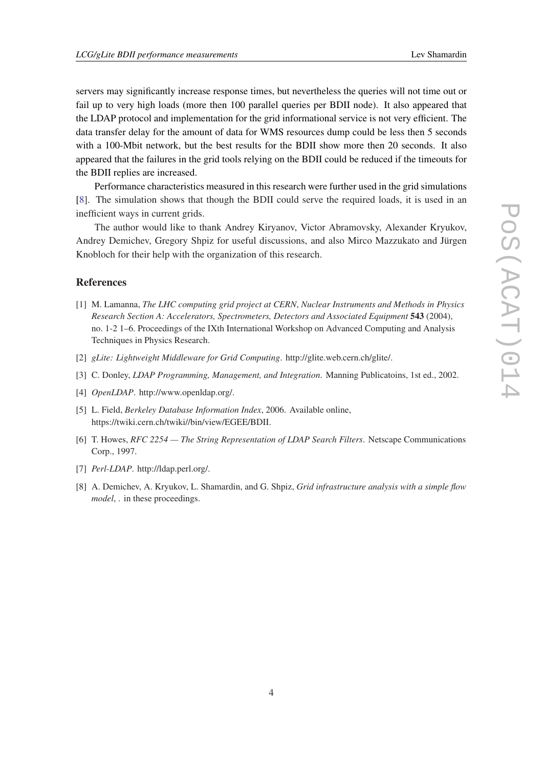servers may significantly increase response times, but nevertheless the queries will not time out or fail up to very high loads (more then 100 parallel queries per BDII node). It also appeared that the LDAP protocol and implementation for the grid informational service is not very efficient. The data transfer delay for the amount of data for WMS resources dump could be less then 5 seconds with a 100-Mbit network, but the best results for the BDII show more then 20 seconds. It also appeared that the failures in the grid tools relying on the BDII could be reduced if the timeouts for the BDII replies are increased.

Performance characteristics measured in this research were further used in the grid simulations [8]. The simulation shows that though the BDII could serve the required loads, it is used in an inefficient ways in current grids.

The author would like to thank Andrey Kiryanov, Victor Abramovsky, Alexander Kryukov, Andrey Demichev, Gregory Shpiz for useful discussions, and also Mirco Mazzukato and Jürgen Knobloch for their help with the organization of this research.

## References

[1] M. Lamanna, *The LHC computing grid project at CERN*, *Nuclear Instruments and Methods in Physics Research Section A: Accelerators, Spectrometers, Detectors and Associated Equipment* **543** (2004), no. 1-2 1–6. Proceedings of the IXth International Workshop on Advanced Computing and Analysis Techniques in Physics Research.

[2] *gLite: Lightweight Middleware for Grid Computing*. http://glite.web.cern.ch/glite/.

[3] C. Donley, *LDAP Programming, Management, and Integration*. Manning Publicatoins, 1st ed., 2002.

[4] *OpenLDAP*. http://www.openldap.org/.

[5] L. Field, *Berkeley Database Information Index*, 2006. Available online, https://twiki.cern.ch/twiki//bin/view/EGEE/BDII.

[6] T. Howes, *RFC 2254 — The String Representation of LDAP Search Filters*. Netscape Communications Corp., 1997.

[7] *Perl-LDAP*. http://ldap.perl.org/.

[8] A. Demichev, A. Kryukov, L. Shamardin, and G. Shpiz, *Grid infrastructure analysis with a simple flow model*, . in these proceedings.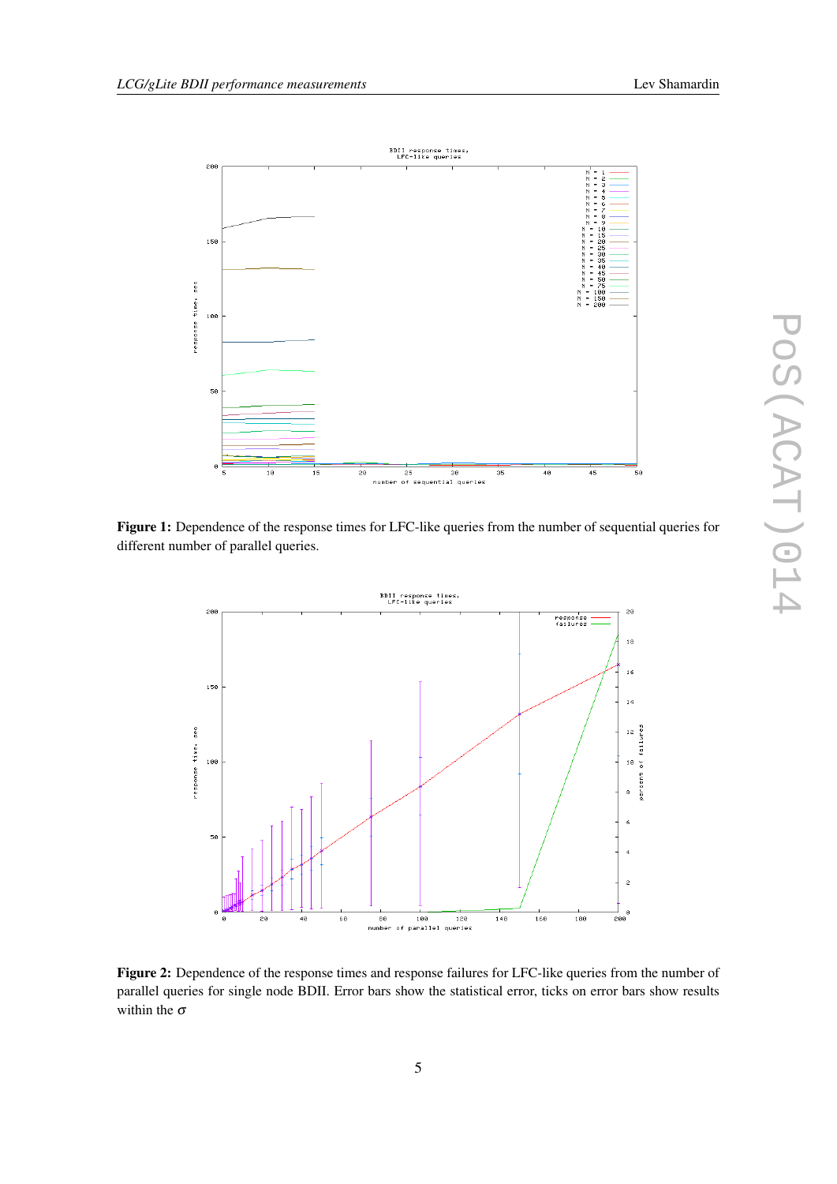**Figure 1:** Dependence of the response times for LFC-like queries from the number of sequential queries for different number of parallel queries.

**Figure 2:** Dependence of the response times and response failures for LFC-like queries from the number of parallel queries for single node BDII. Error bars show the statistical error, ticks on error bars show results within the $\sigma$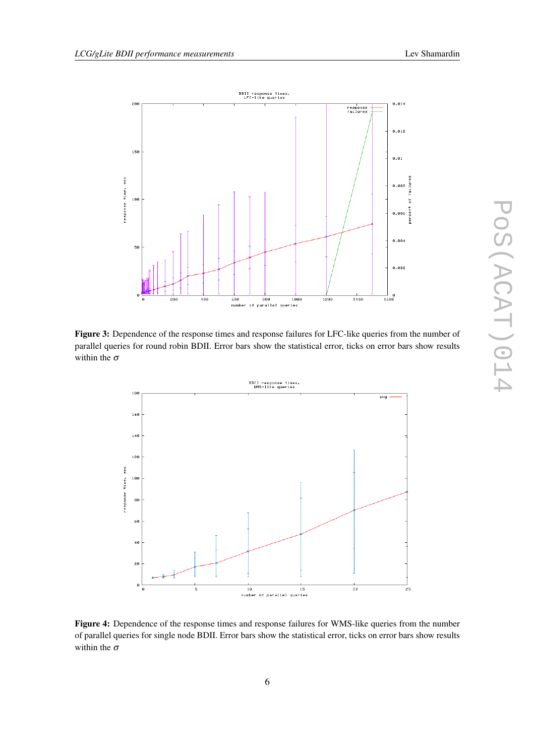**Figure 3:** Dependence of the response times and response failures for LFC-like queries from the number of parallel queries for round robin BDII. Error bars show the statistical error, ticks on error bars show results within the $\sigma$

**Figure 4:** Dependence of the response times and response failures for WMS-like queries from the number of parallel queries for single node BDII. Error bars show the statistical error, ticks on error bars show results within the $\sigma$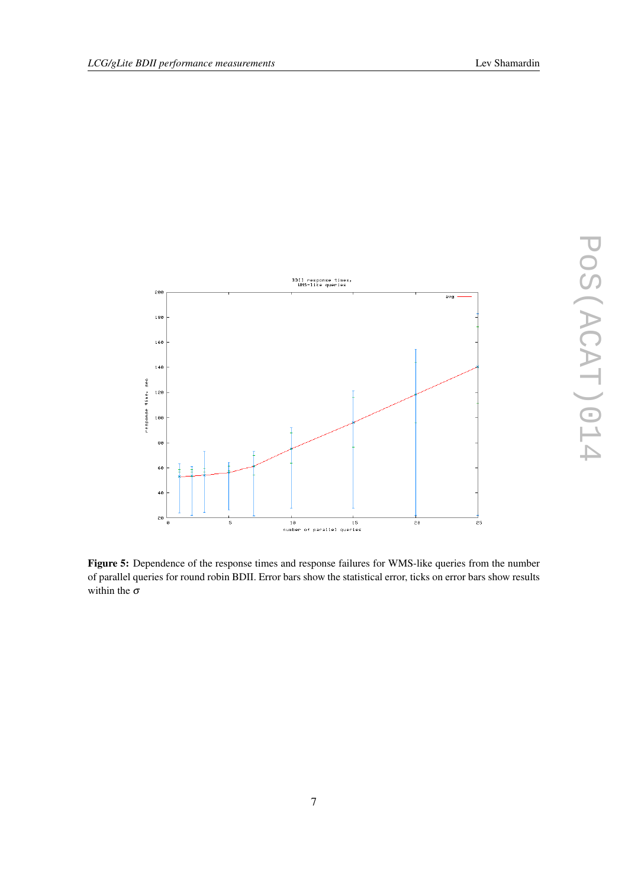BDII response times,
WMS-like queries

avg

200
180
160
140
120
100
80
60
40
20

0
5
10
15
20
25

response time, sec

number of parallel queries

**Figure 5:** Dependence of the response times and response failures for WMS-like queries from the number of parallel queries for round robin BDII. Error bars show the statistical error, ticks on error bars show results within the $\sigma$